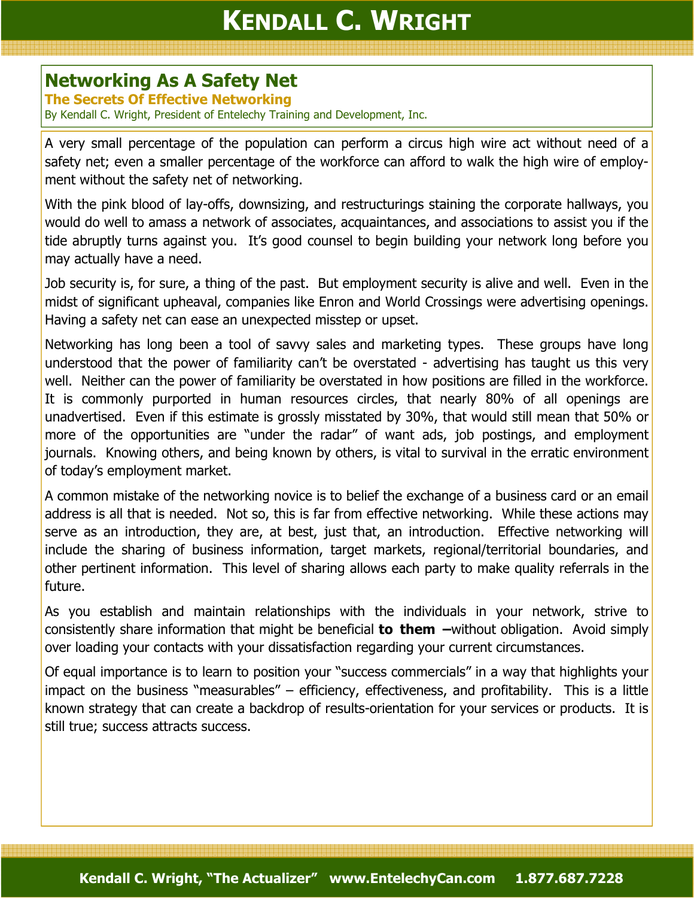# Networking As A Safety Net

## The Secrets Of Effective Networking

By Kendall C. Wright, President of Entelechy Training and Development, Inc.

A very small percentage of the population can perform a circus high wire act without need of a safety net; even a smaller percentage of the workforce can afford to walk the high wire of employment without the safety net of networking.

With the pink blood of lay-offs, downsizing, and restructurings staining the corporate hallways, you would do well to amass a network of associates, acquaintances, and associations to assist you if the tide abruptly turns against you. It's good counsel to begin building your network long before you may actually have a need.

Job security is, for sure, a thing of the past. But employment security is alive and well. Even in the midst of significant upheaval, companies like Enron and World Crossings were advertising openings. Having a safety net can ease an unexpected misstep or upset.

Networking has long been a tool of savvy sales and marketing types. These groups have long understood that the power of familiarity can't be overstated - advertising has taught us this very well. Neither can the power of familiarity be overstated in how positions are filled in the workforce. It is commonly purported in human resources circles, that nearly 80% of all openings are unadvertised. Even if this estimate is grossly misstated by 30%, that would still mean that 50% or more of the opportunities are "under the radar" of want ads, job postings, and employment journals. Knowing others, and being known by others, is vital to survival in the erratic environment of today's employment market.

A common mistake of the networking novice is to belief the exchange of a business card or an email address is all that is needed. Not so, this is far from effective networking. While these actions may serve as an introduction, they are, at best, just that, an introduction. Effective networking will include the sharing of business information, target markets, regional/territorial boundaries, and other pertinent information. This level of sharing allows each party to make quality referrals in the future.

As you establish and maintain relationships with the individuals in your network, strive to consistently share information that might be beneficial **to them –**without obligation. Avoid simply over loading your contacts with your dissatisfaction regarding your current circumstances.

Of equal importance is to learn to position your "success commercials" in a way that highlights your impact on the business "measurables" – efficiency, effectiveness, and profitability. This is a little known strategy that can create a backdrop of results-orientation for your services or products. It is still true; success attracts success.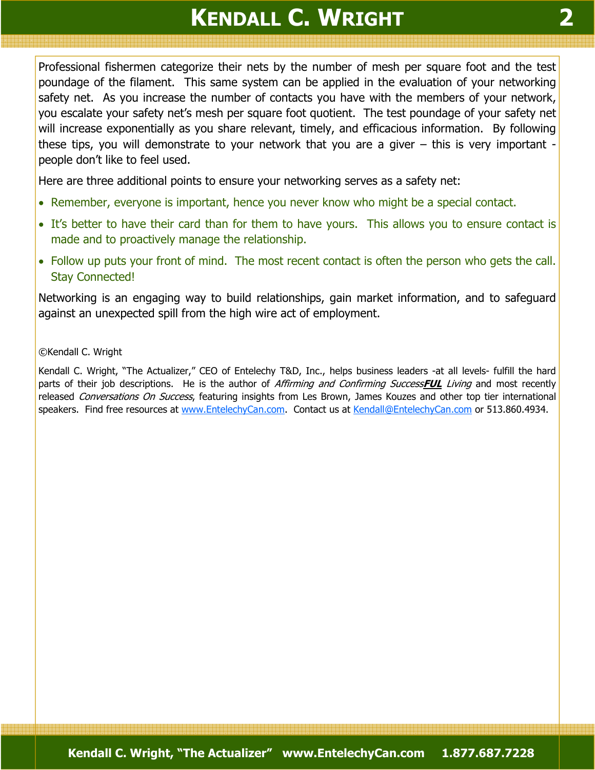Professional fishermen categorize their nets by the number of mesh per square foot and the test poundage of the filament. This same system can be applied in the evaluation of your networking safety net. As you increase the number of contacts you have with the members of your network, you escalate your safety net's mesh per square foot quotient. The test poundage of your safety net will increase exponentially as you share relevant, timely, and efficacious information. By following these tips, you will demonstrate to your network that you are a giver – this is very important - people don't like to feel used.

Here are three additional points to ensure your networking serves as a safety net:

- Remember, everyone is important, hence you never know who might be a special contact.
- It's better to have their card than for them to have yours. This allows you to ensure contact is made and to proactively manage the relationship.
- Follow up puts your front of mind. The most recent contact is often the person who gets the call. Stay Connected!

Networking is an engaging way to build relationships, gain market information, and to safeguard against an unexpected spill from the high wire act of employment.

©Kendall C. Wright

Kendall C. Wright, "The Actualizer," CEO of Entelechy T&D, Inc., helps business leaders -at all levels- fulfill the hard parts of their job descriptions. He is the author of *Affirming and Confirming Success**FUL** Living* and most recently released *Conversations On Success*, featuring insights from Les Brown, James Kouzes and other top tier international speakers. Find free resources at www.EntelechyCan.com. Contact us at Kendall@EntelechyCan.com or 513.860.4934.